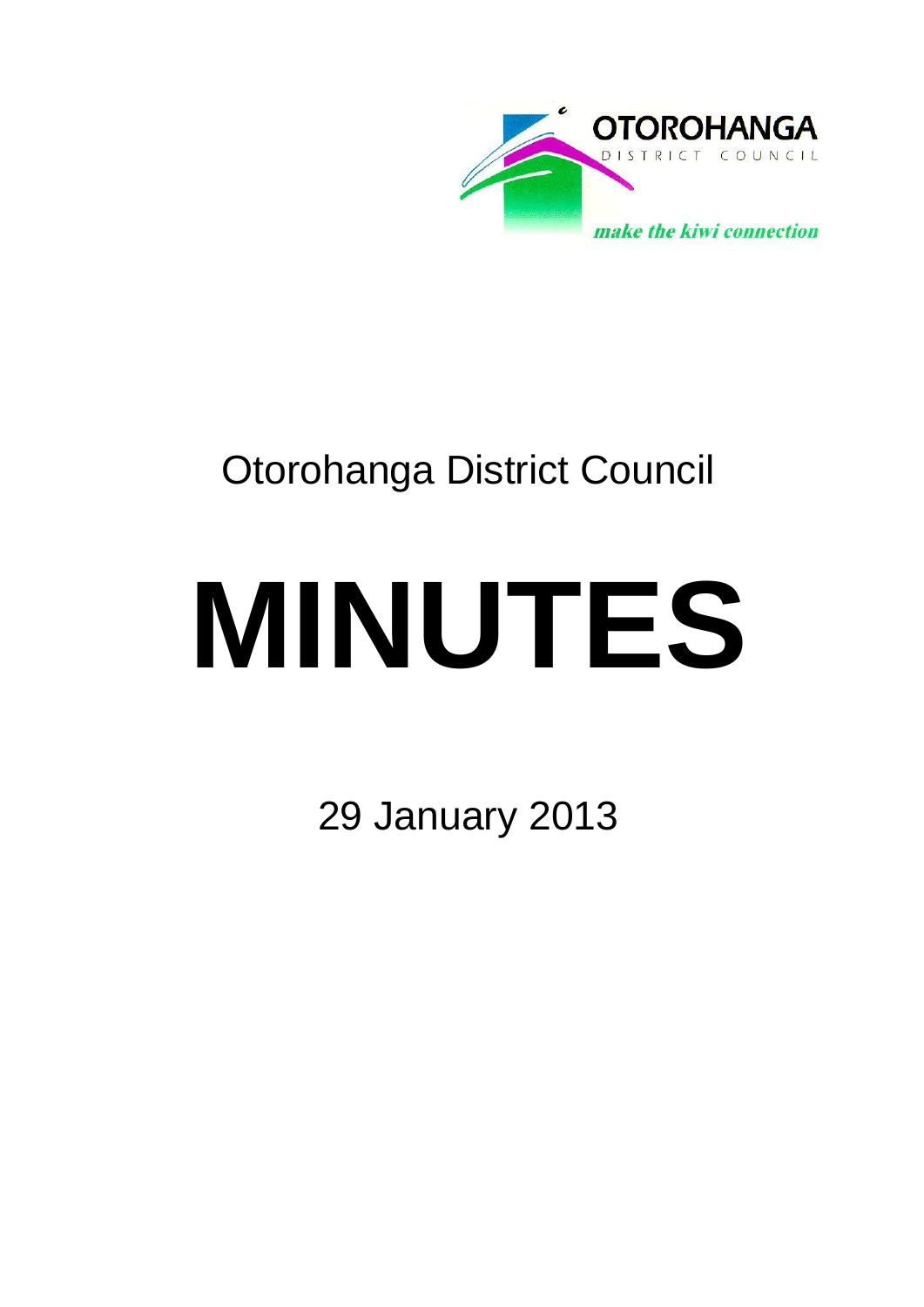OTOROHANGA
DISTRICT COUNCIL

*make the kiwi connection*

Otorohanga District Council

# MINUTES

29 January 2013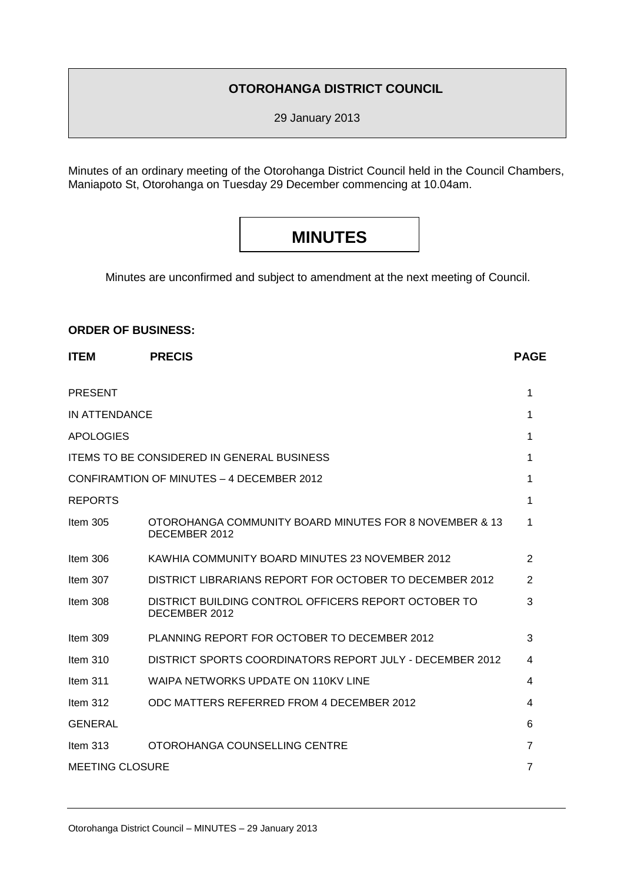**OTOROHANGA DISTRICT COUNCIL**

29 January 2013

Minutes of an ordinary meeting of the Otorohanga District Council held in the Council Chambers, Maniapoto St, Otorohanga on Tuesday 29 December commencing at 10.04am.

# MINUTES

Minutes are unconfirmed and subject to amendment at the next meeting of Council.

**ORDER OF BUSINESS:**

| ITEM | PRECIS | PAGE |
|---|---|---|
| PRESENT | | 1 |
| IN ATTENDANCE | | 1 |
| APOLOGIES | | 1 |
| ITEMS TO BE CONSIDERED IN GENERAL BUSINESS | | 1 |
| CONFIRAMTION OF MINUTES – 4 DECEMBER 2012 | | 1 |
| REPORTS | | 1 |
| Item 305 | OTOROHANGA COMMUNITY BOARD MINUTES FOR 8 NOVEMBER & 13 DECEMBER 2012 | 1 |
| Item 306 | KAWHIA COMMUNITY BOARD MINUTES 23 NOVEMBER 2012 | 2 |
| Item 307 | DISTRICT LIBRARIANS REPORT FOR OCTOBER TO DECEMBER 2012 | 2 |
| Item 308 | DISTRICT BUILDING CONTROL OFFICERS REPORT OCTOBER TO DECEMBER 2012 | 3 |
| Item 309 | PLANNING REPORT FOR OCTOBER TO DECEMBER 2012 | 3 |
| Item 310 | DISTRICT SPORTS COORDINATORS REPORT JULY - DECEMBER 2012 | 4 |
| Item 311 | WAIPA NETWORKS UPDATE ON 110KV LINE | 4 |
| Item 312 | ODC MATTERS REFERRED FROM 4 DECEMBER 2012 | 4 |
| GENERAL | | 6 |
| Item 313 | OTOROHANGA COUNSELLING CENTRE | 7 |
| MEETING CLOSURE | | 7 |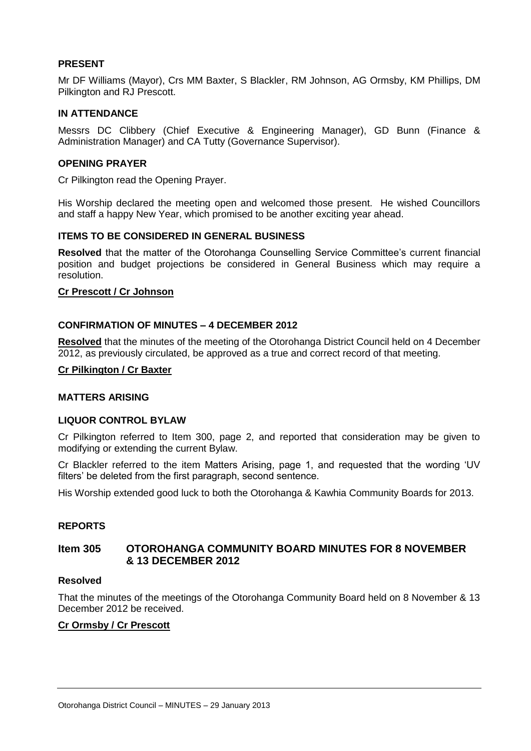## PRESENT

Mr DF Williams (Mayor), Crs MM Baxter, S Blackler, RM Johnson, AG Ormsby, KM Phillips, DM Pilkington and RJ Prescott.

## IN ATTENDANCE

Messrs DC Clibbery (Chief Executive & Engineering Manager), GD Bunn (Finance & Administration Manager) and CA Tutty (Governance Supervisor).

## OPENING PRAYER

Cr Pilkington read the Opening Prayer.

His Worship declared the meeting open and welcomed those present. He wished Councillors and staff a happy New Year, which promised to be another exciting year ahead.

## ITEMS TO BE CONSIDERED IN GENERAL BUSINESS

**Resolved** that the matter of the Otorohanga Counselling Service Committee's current financial position and budget projections be considered in General Business which may require a resolution.

**Cr Prescott / Cr Johnson**

## CONFIRMATION OF MINUTES – 4 DECEMBER 2012

**Resolved** that the minutes of the meeting of the Otorohanga District Council held on 4 December 2012, as previously circulated, be approved as a true and correct record of that meeting.

**Cr Pilkington / Cr Baxter**

## MATTERS ARISING

## LIQUOR CONTROL BYLAW

Cr Pilkington referred to Item 300, page 2, and reported that consideration may be given to modifying or extending the current Bylaw.

Cr Blackler referred to the item Matters Arising, page 1, and requested that the wording 'UV filters' be deleted from the first paragraph, second sentence.

His Worship extended good luck to both the Otorohanga & Kawhia Community Boards for 2013.

## REPORTS

## Item 305 OTOROHANGA COMMUNITY BOARD MINUTES FOR 8 NOVEMBER & 13 DECEMBER 2012

**Resolved**

That the minutes of the meetings of the Otorohanga Community Board held on 8 November & 13 December 2012 be received.

**Cr Ormsby / Cr Prescott**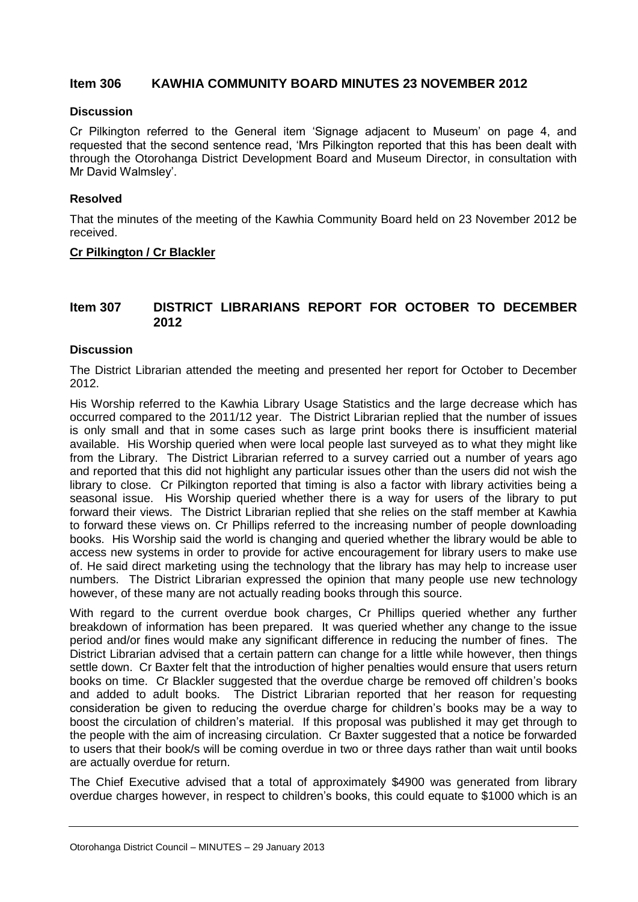## Item 306 KAWHIA COMMUNITY BOARD MINUTES 23 NOVEMBER 2012

### Discussion

Cr Pilkington referred to the General item 'Signage adjacent to Museum' on page 4, and requested that the second sentence read, 'Mrs Pilkington reported that this has been dealt with through the Otorohanga District Development Board and Museum Director, in consultation with Mr David Walmsley'.

### Resolved

That the minutes of the meeting of the Kawhia Community Board held on 23 November 2012 be received.

**Cr Pilkington / Cr Blackler**

## Item 307 DISTRICT LIBRARIANS REPORT FOR OCTOBER TO DECEMBER 2012

### Discussion

The District Librarian attended the meeting and presented her report for October to December 2012.

His Worship referred to the Kawhia Library Usage Statistics and the large decrease which has occurred compared to the 2011/12 year. The District Librarian replied that the number of issues is only small and that in some cases such as large print books there is insufficient material available. His Worship queried when were local people last surveyed as to what they might like from the Library. The District Librarian referred to a survey carried out a number of years ago and reported that this did not highlight any particular issues other than the users did not wish the library to close. Cr Pilkington reported that timing is also a factor with library activities being a seasonal issue. His Worship queried whether there is a way for users of the library to put forward their views. The District Librarian replied that she relies on the staff member at Kawhia to forward these views on. Cr Phillips referred to the increasing number of people downloading books. His Worship said the world is changing and queried whether the library would be able to access new systems in order to provide for active encouragement for library users to make use of. He said direct marketing using the technology that the library has may help to increase user numbers. The District Librarian expressed the opinion that many people use new technology however, of these many are not actually reading books through this source.

With regard to the current overdue book charges, Cr Phillips queried whether any further breakdown of information has been prepared. It was queried whether any change to the issue period and/or fines would make any significant difference in reducing the number of fines. The District Librarian advised that a certain pattern can change for a little while however, then things settle down. Cr Baxter felt that the introduction of higher penalties would ensure that users return books on time. Cr Blackler suggested that the overdue charge be removed off children's books and added to adult books. The District Librarian reported that her reason for requesting consideration be given to reducing the overdue charge for children's books may be a way to boost the circulation of children's material. If this proposal was published it may get through to the people with the aim of increasing circulation. Cr Baxter suggested that a notice be forwarded to users that their book/s will be coming overdue in two or three days rather than wait until books are actually overdue for return.

The Chief Executive advised that a total of approximately $4900 was generated from library overdue charges however, in respect to children's books, this could equate to $1000 which is an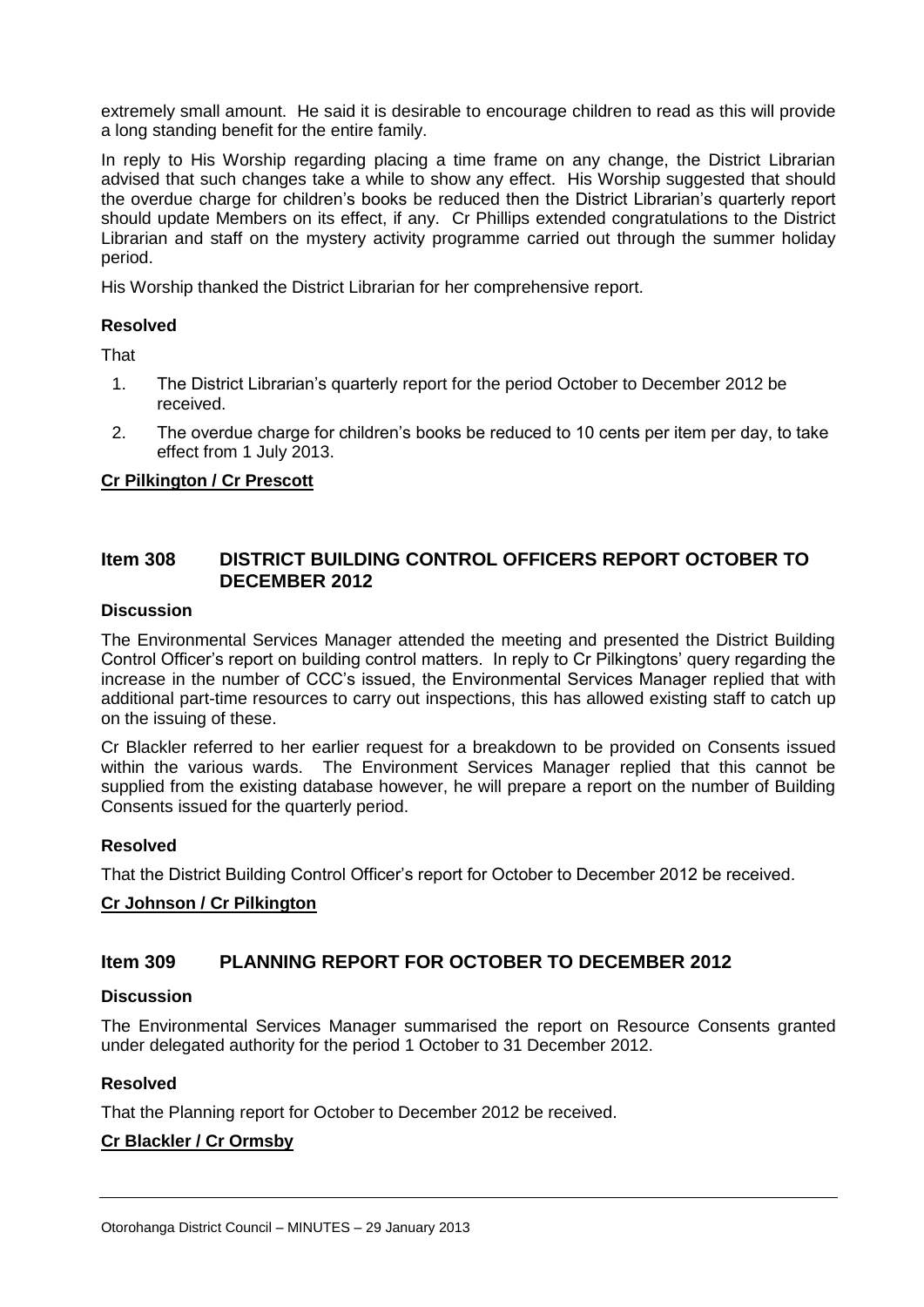extremely small amount. He said it is desirable to encourage children to read as this will provide a long standing benefit for the entire family.

In reply to His Worship regarding placing a time frame on any change, the District Librarian advised that such changes take a while to show any effect. His Worship suggested that should the overdue charge for children's books be reduced then the District Librarian's quarterly report should update Members on its effect, if any. Cr Phillips extended congratulations to the District Librarian and staff on the mystery activity programme carried out through the summer holiday period.

His Worship thanked the District Librarian for her comprehensive report.

**Resolved**

That

1. The District Librarian's quarterly report for the period October to December 2012 be received.
2. The overdue charge for children's books be reduced to 10 cents per item per day, to take effect from 1 July 2013.

**Cr Pilkington / Cr Prescott**

## Item 308 DISTRICT BUILDING CONTROL OFFICERS REPORT OCTOBER TO DECEMBER 2012

**Discussion**

The Environmental Services Manager attended the meeting and presented the District Building Control Officer's report on building control matters. In reply to Cr Pilkingtons' query regarding the increase in the number of CCC's issued, the Environmental Services Manager replied that with additional part-time resources to carry out inspections, this has allowed existing staff to catch up on the issuing of these.

Cr Blackler referred to her earlier request for a breakdown to be provided on Consents issued within the various wards. The Environment Services Manager replied that this cannot be supplied from the existing database however, he will prepare a report on the number of Building Consents issued for the quarterly period.

**Resolved**

That the District Building Control Officer's report for October to December 2012 be received.

**Cr Johnson / Cr Pilkington**

## Item 309 PLANNING REPORT FOR OCTOBER TO DECEMBER 2012

**Discussion**

The Environmental Services Manager summarised the report on Resource Consents granted under delegated authority for the period 1 October to 31 December 2012.

**Resolved**

That the Planning report for October to December 2012 be received.

**Cr Blackler / Cr Ormsby**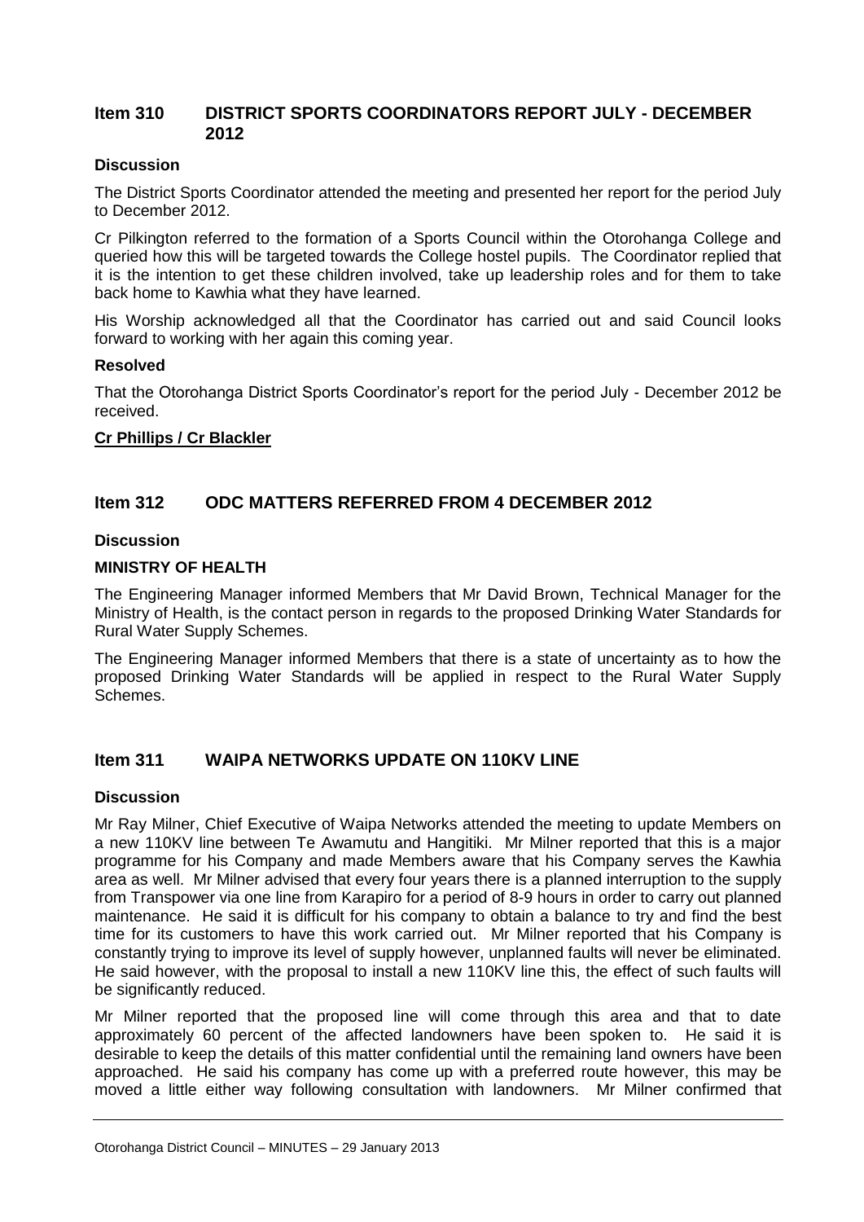## Item 310 DISTRICT SPORTS COORDINATORS REPORT JULY - DECEMBER 2012

### Discussion

The District Sports Coordinator attended the meeting and presented her report for the period July to December 2012.

Cr Pilkington referred to the formation of a Sports Council within the Otorohanga College and queried how this will be targeted towards the College hostel pupils. The Coordinator replied that it is the intention to get these children involved, take up leadership roles and for them to take back home to Kawhia what they have learned.

His Worship acknowledged all that the Coordinator has carried out and said Council looks forward to working with her again this coming year.

### Resolved

That the Otorohanga District Sports Coordinator's report for the period July - December 2012 be received.

**Cr Phillips / Cr Blackler**

## Item 312 ODC MATTERS REFERRED FROM 4 DECEMBER 2012

### Discussion

**MINISTRY OF HEALTH**

The Engineering Manager informed Members that Mr David Brown, Technical Manager for the Ministry of Health, is the contact person in regards to the proposed Drinking Water Standards for Rural Water Supply Schemes.

The Engineering Manager informed Members that there is a state of uncertainty as to how the proposed Drinking Water Standards will be applied in respect to the Rural Water Supply Schemes.

## Item 311 WAIPA NETWORKS UPDATE ON 110KV LINE

### Discussion

Mr Ray Milner, Chief Executive of Waipa Networks attended the meeting to update Members on a new 110KV line between Te Awamutu and Hangitiki. Mr Milner reported that this is a major programme for his Company and made Members aware that his Company serves the Kawhia area as well. Mr Milner advised that every four years there is a planned interruption to the supply from Transpower via one line from Karapiro for a period of 8-9 hours in order to carry out planned maintenance. He said it is difficult for his company to obtain a balance to try and find the best time for its customers to have this work carried out. Mr Milner reported that his Company is constantly trying to improve its level of supply however, unplanned faults will never be eliminated. He said however, with the proposal to install a new 110KV line this, the effect of such faults will be significantly reduced.

Mr Milner reported that the proposed line will come through this area and that to date approximately 60 percent of the affected landowners have been spoken to. He said it is desirable to keep the details of this matter confidential until the remaining land owners have been approached. He said his company has come up with a preferred route however, this may be moved a little either way following consultation with landowners. Mr Milner confirmed that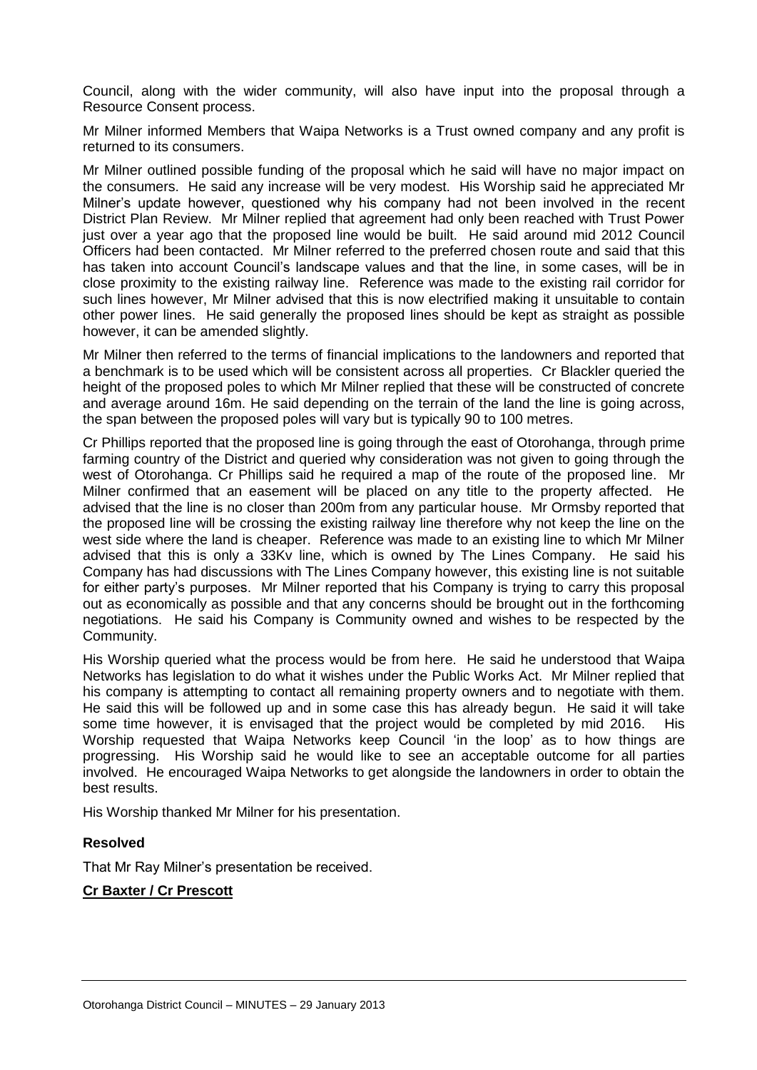Council, along with the wider community, will also have input into the proposal through a Resource Consent process.

Mr Milner informed Members that Waipa Networks is a Trust owned company and any profit is returned to its consumers.

Mr Milner outlined possible funding of the proposal which he said will have no major impact on the consumers. He said any increase will be very modest. His Worship said he appreciated Mr Milner's update however, questioned why his company had not been involved in the recent District Plan Review. Mr Milner replied that agreement had only been reached with Trust Power just over a year ago that the proposed line would be built. He said around mid 2012 Council Officers had been contacted. Mr Milner referred to the preferred chosen route and said that this has taken into account Council's landscape values and that the line, in some cases, will be in close proximity to the existing railway line. Reference was made to the existing rail corridor for such lines however, Mr Milner advised that this is now electrified making it unsuitable to contain other power lines. He said generally the proposed lines should be kept as straight as possible however, it can be amended slightly.

Mr Milner then referred to the terms of financial implications to the landowners and reported that a benchmark is to be used which will be consistent across all properties. Cr Blackler queried the height of the proposed poles to which Mr Milner replied that these will be constructed of concrete and average around 16m. He said depending on the terrain of the land the line is going across, the span between the proposed poles will vary but is typically 90 to 100 metres.

Cr Phillips reported that the proposed line is going through the east of Otorohanga, through prime farming country of the District and queried why consideration was not given to going through the west of Otorohanga. Cr Phillips said he required a map of the route of the proposed line. Mr Milner confirmed that an easement will be placed on any title to the property affected. He advised that the line is no closer than 200m from any particular house. Mr Ormsby reported that the proposed line will be crossing the existing railway line therefore why not keep the line on the west side where the land is cheaper. Reference was made to an existing line to which Mr Milner advised that this is only a 33Kv line, which is owned by The Lines Company. He said his Company has had discussions with The Lines Company however, this existing line is not suitable for either party's purposes. Mr Milner reported that his Company is trying to carry this proposal out as economically as possible and that any concerns should be brought out in the forthcoming negotiations. He said his Company is Community owned and wishes to be respected by the Community.

His Worship queried what the process would be from here. He said he understood that Waipa Networks has legislation to do what it wishes under the Public Works Act. Mr Milner replied that his company is attempting to contact all remaining property owners and to negotiate with them. He said this will be followed up and in some case this has already begun. He said it will take some time however, it is envisaged that the project would be completed by mid 2016. His Worship requested that Waipa Networks keep Council 'in the loop' as to how things are progressing. His Worship said he would like to see an acceptable outcome for all parties involved. He encouraged Waipa Networks to get alongside the landowners in order to obtain the best results.

His Worship thanked Mr Milner for his presentation.

**Resolved**

That Mr Ray Milner's presentation be received.

**Cr Baxter / Cr Prescott**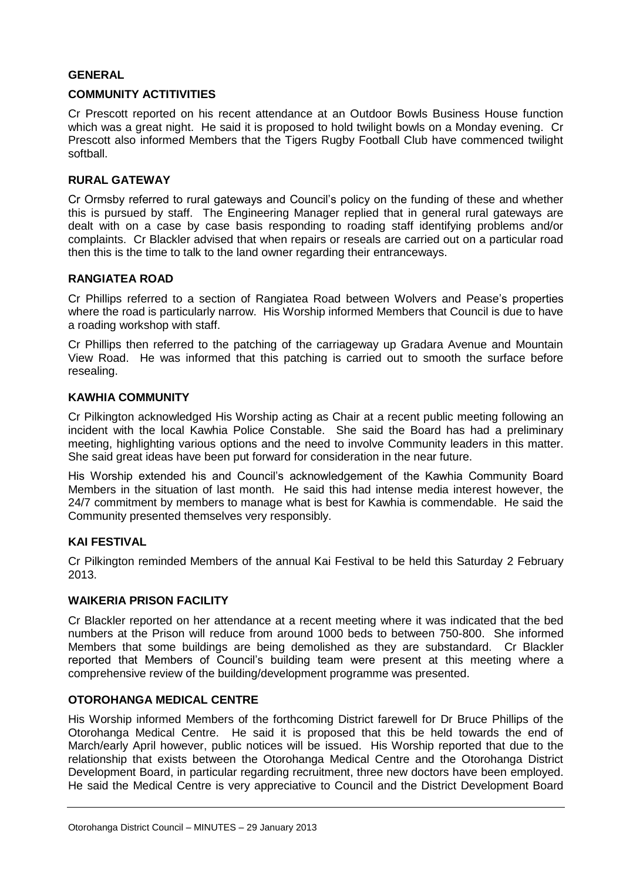## GENERAL

### COMMUNITY ACTITIVITIES

Cr Prescott reported on his recent attendance at an Outdoor Bowls Business House function which was a great night. He said it is proposed to hold twilight bowls on a Monday evening. Cr Prescott also informed Members that the Tigers Rugby Football Club have commenced twilight softball.

### RURAL GATEWAY

Cr Ormsby referred to rural gateways and Council's policy on the funding of these and whether this is pursued by staff. The Engineering Manager replied that in general rural gateways are dealt with on a case by case basis responding to roading staff identifying problems and/or complaints. Cr Blackler advised that when repairs or reseals are carried out on a particular road then this is the time to talk to the land owner regarding their entranceways.

### RANGIATEA ROAD

Cr Phillips referred to a section of Rangiatea Road between Wolvers and Pease's properties where the road is particularly narrow. His Worship informed Members that Council is due to have a roading workshop with staff.

Cr Phillips then referred to the patching of the carriageway up Gradara Avenue and Mountain View Road. He was informed that this patching is carried out to smooth the surface before resealing.

### KAWHIA COMMUNITY

Cr Pilkington acknowledged His Worship acting as Chair at a recent public meeting following an incident with the local Kawhia Police Constable. She said the Board has had a preliminary meeting, highlighting various options and the need to involve Community leaders in this matter. She said great ideas have been put forward for consideration in the near future.

His Worship extended his and Council's acknowledgement of the Kawhia Community Board Members in the situation of last month. He said this had intense media interest however, the 24/7 commitment by members to manage what is best for Kawhia is commendable. He said the Community presented themselves very responsibly.

### KAI FESTIVAL

Cr Pilkington reminded Members of the annual Kai Festival to be held this Saturday 2 February 2013.

### WAIKERIA PRISON FACILITY

Cr Blackler reported on her attendance at a recent meeting where it was indicated that the bed numbers at the Prison will reduce from around 1000 beds to between 750-800. She informed Members that some buildings are being demolished as they are substandard. Cr Blackler reported that Members of Council's building team were present at this meeting where a comprehensive review of the building/development programme was presented.

### OTOROHANGA MEDICAL CENTRE

His Worship informed Members of the forthcoming District farewell for Dr Bruce Phillips of the Otorohanga Medical Centre. He said it is proposed that this be held towards the end of March/early April however, public notices will be issued. His Worship reported that due to the relationship that exists between the Otorohanga Medical Centre and the Otorohanga District Development Board, in particular regarding recruitment, three new doctors have been employed. He said the Medical Centre is very appreciative to Council and the District Development Board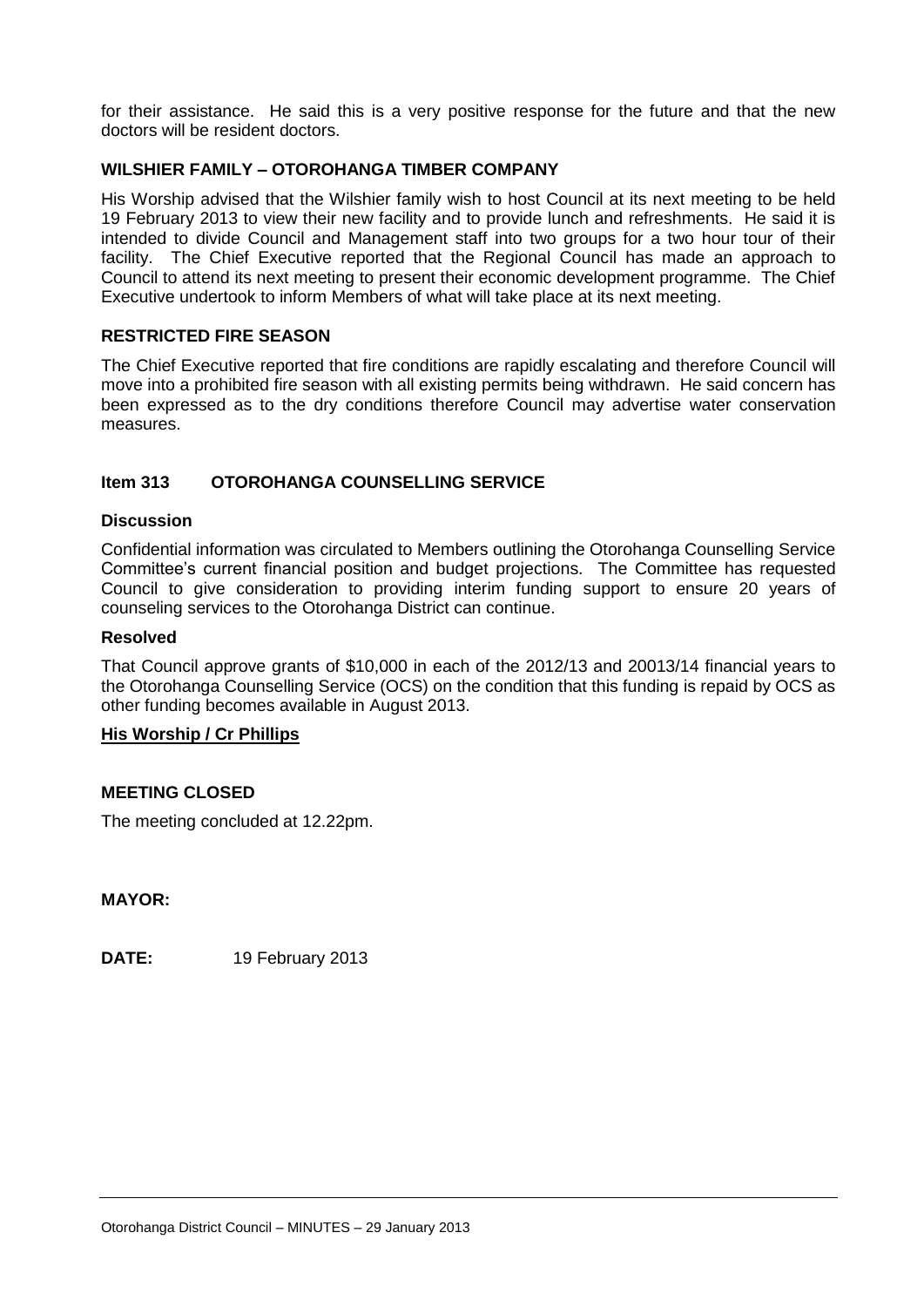for their assistance. He said this is a very positive response for the future and that the new doctors will be resident doctors.

### WILSHIER FAMILY – OTOROHANGA TIMBER COMPANY

His Worship advised that the Wilshier family wish to host Council at its next meeting to be held 19 February 2013 to view their new facility and to provide lunch and refreshments. He said it is intended to divide Council and Management staff into two groups for a two hour tour of their facility. The Chief Executive reported that the Regional Council has made an approach to Council to attend its next meeting to present their economic development programme. The Chief Executive undertook to inform Members of what will take place at its next meeting.

### RESTRICTED FIRE SEASON

The Chief Executive reported that fire conditions are rapidly escalating and therefore Council will move into a prohibited fire season with all existing permits being withdrawn. He said concern has been expressed as to the dry conditions therefore Council may advertise water conservation measures.

## Item 313 OTOROHANGA COUNSELLING SERVICE

### Discussion

Confidential information was circulated to Members outlining the Otorohanga Counselling Service Committee's current financial position and budget projections. The Committee has requested Council to give consideration to providing interim funding support to ensure 20 years of counseling services to the Otorohanga District can continue.

### Resolved

That Council approve grants of $10,000 in each of the 2012/13 and 20013/14 financial years to the Otorohanga Counselling Service (OCS) on the condition that this funding is repaid by OCS as other funding becomes available in August 2013.

**His Worship / Cr Phillips**

### MEETING CLOSED

The meeting concluded at 12.22pm.

**MAYOR:**

**DATE:** 19 February 2013